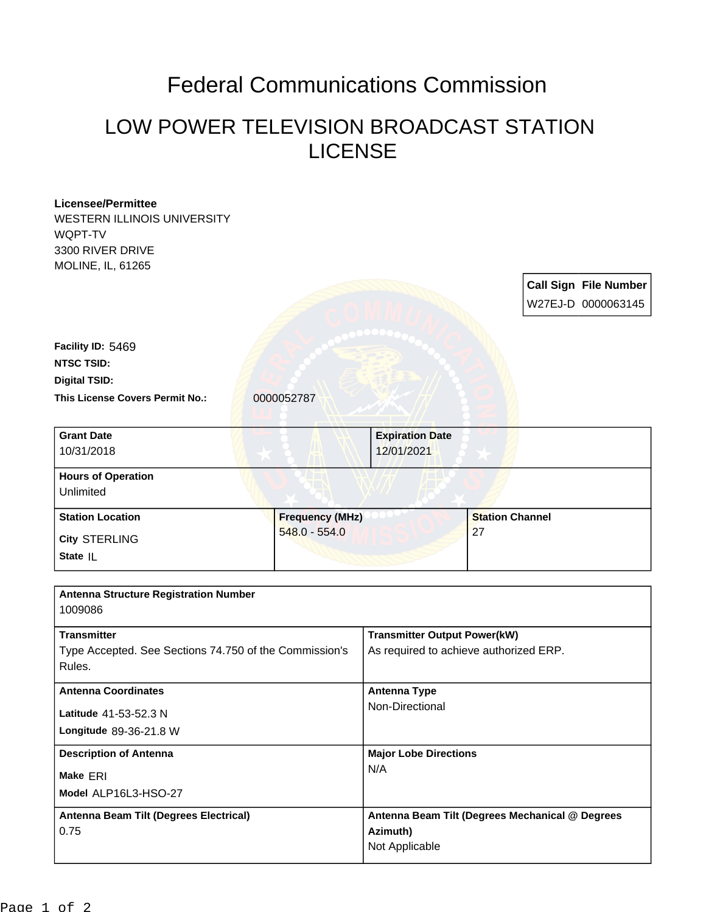# Federal Communications Commission

## LOW POWER TELEVISION BROADCAST STATION LICENSE

**Licensee/Permittee**
WESTERN ILLINOIS UNIVERSITY
WQPT-TV
3300 RIVER DRIVE
MOLINE, IL, 61265

| Call Sign | File Number |
| --- | --- |
| W27EJ-D | 0000063145 |

**Facility ID:** 5469
**NTSC TSID:**
**Digital TSID:**
**This License Covers Permit No.:** 0000052787

| Grant Date | Expiration Date |
| --- | --- |
| 10/31/2018 | 12/01/2021 |

**Hours of Operation**
Unlimited

| Station Location | Frequency (MHz) | Station Channel |
| --- | --- | --- |
| City STERLING<br>State IL | 548.0 - 554.0 | 27 |

**Antenna Structure Registration Number**
1009086

| Transmitter | Transmitter Output Power(kW) |
| --- | --- |
| Type Accepted. See Sections 74.750 of the Commission's Rules. | As required to achieve authorized ERP. |

| Antenna Coordinates | Antenna Type |
| --- | --- |
| Latitude 41-53-52.3 N<br>Longitude 89-36-21.8 W | Non-Directional |

| Description of Antenna | Major Lobe Directions |
| --- | --- |
| Make ERI<br>Model ALP16L3-HSO-27 | N/A |

| Antenna Beam Tilt (Degrees Electrical) | Antenna Beam Tilt (Degrees Mechanical @ Degrees Azimuth) |
| --- | --- |
| 0.75 | Not Applicable |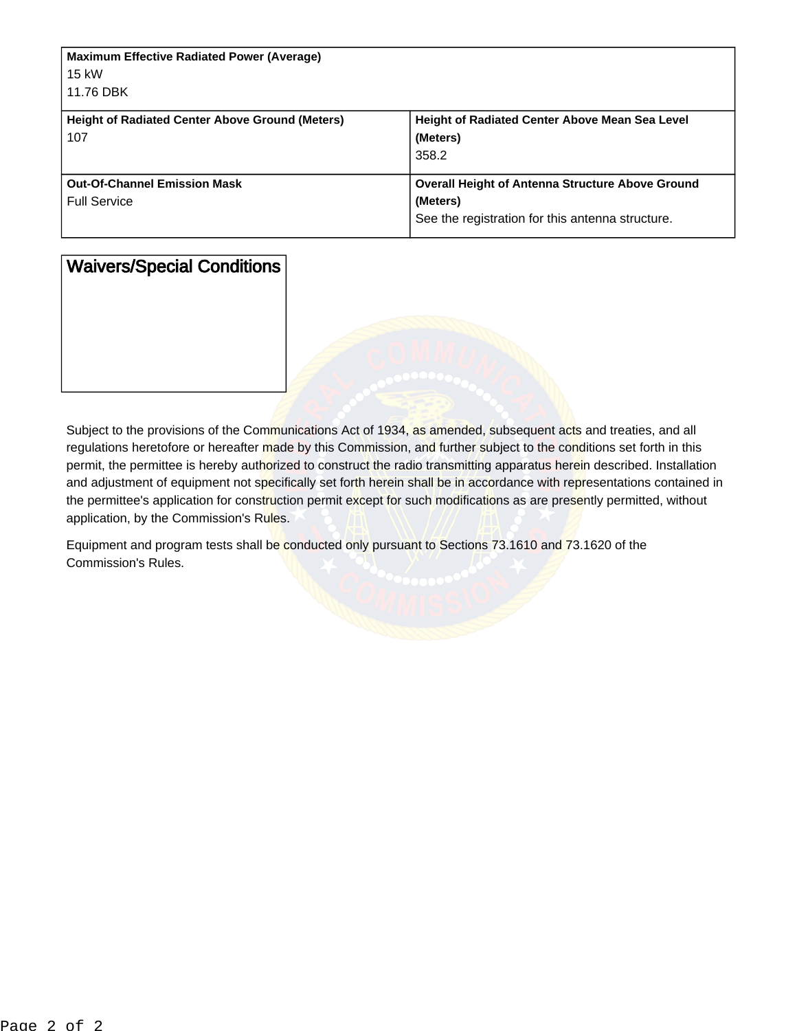| | |
|---|---|
| **Maximum Effective Radiated Power (Average)**<br>15 kW<br>11.76 DBK | |
| **Height of Radiated Center Above Ground (Meters)**<br>107 | **Height of Radiated Center Above Mean Sea Level (Meters)**<br>358.2 |
| **Out-Of-Channel Emission Mask**<br>Full Service | **Overall Height of Antenna Structure Above Ground (Meters)**<br>See the registration for this antenna structure. |

## Waivers/Special Conditions

Subject to the provisions of the Communications Act of 1934, as amended, subsequent acts and treaties, and all regulations heretofore or hereafter made by this Commission, and further subject to the conditions set forth in this permit, the permittee is hereby authorized to construct the radio transmitting apparatus herein described. Installation and adjustment of equipment not specifically set forth herein shall be in accordance with representations contained in the permittee's application for construction permit except for such modifications as are presently permitted, without application, by the Commission's Rules.

Equipment and program tests shall be conducted only pursuant to Sections 73.1610 and 73.1620 of the Commission's Rules.